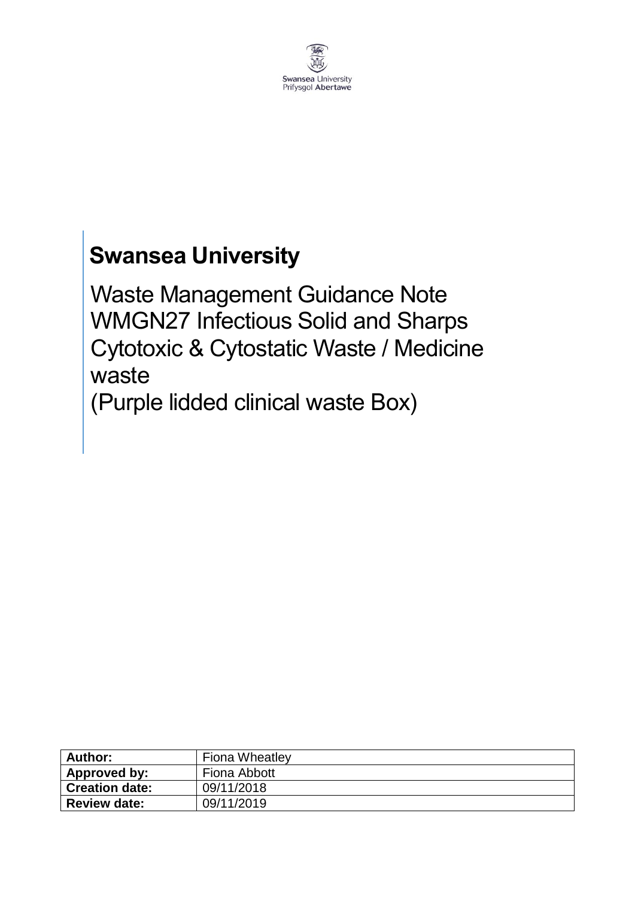Swansea University
Prifysgol Abertawe

# Swansea University

## Waste Management Guidance Note WMGN27 Infectious Solid and Sharps Cytotoxic & Cytostatic Waste / Medicine waste (Purple lidded clinical waste Box)

| **Author:** | Fiona Wheatley |
| --- | --- |
| **Approved by:** | Fiona Abbott |
| **Creation date:** | 09/11/2018 |
| **Review date:** | 09/11/2019 |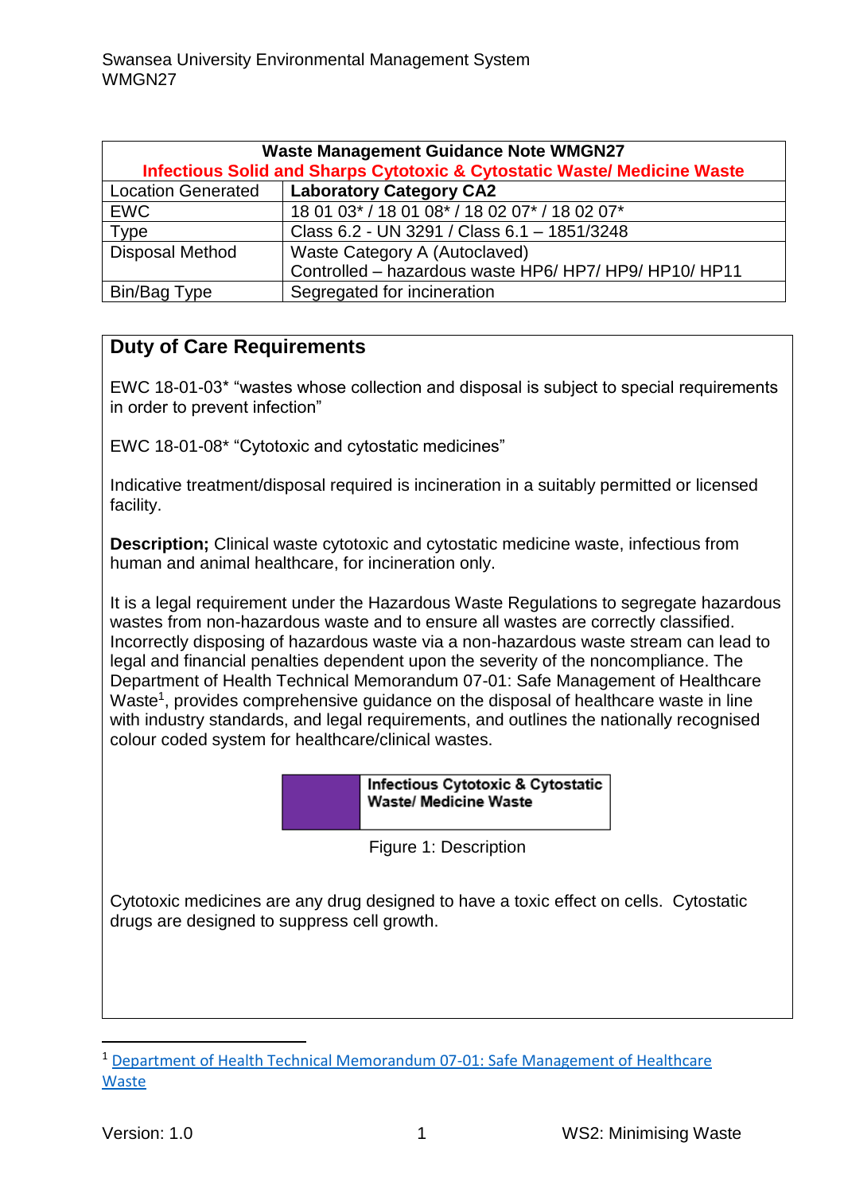| Waste Management Guidance Note WMGN27 | |
|---|---|
| **Infectious Solid and Sharps Cytotoxic & Cytostatic Waste/ Medicine Waste** | |
| Location Generated | **Laboratory Category CA2** |
| EWC | 18 01 03* / 18 01 08* / 18 02 07* / 18 02 07* |
| Type | Class 6.2 - UN 3291 / Class 6.1 – 1851/3248 |
| Disposal Method | Waste Category A (Autoclaved)<br>Controlled – hazardous waste HP6/ HP7/ HP9/ HP10/ HP11 |
| Bin/Bag Type | Segregated for incineration |

## Duty of Care Requirements

EWC 18-01-03* "wastes whose collection and disposal is subject to special requirements in order to prevent infection"

EWC 18-01-08* "Cytotoxic and cytostatic medicines"

Indicative treatment/disposal required is incineration in a suitably permitted or licensed facility.

**Description;** Clinical waste cytotoxic and cytostatic medicine waste, infectious from human and animal healthcare, for incineration only.

It is a legal requirement under the Hazardous Waste Regulations to segregate hazardous wastes from non-hazardous waste and to ensure all wastes are correctly classified. Incorrectly disposing of hazardous waste via a non-hazardous waste stream can lead to legal and financial penalties dependent upon the severity of the noncompliance. The Department of Health Technical Memorandum 07-01: Safe Management of Healthcare Waste[1], provides comprehensive guidance on the disposal of healthcare waste in line with industry standards, and legal requirements, and outlines the nationally recognised colour coded system for healthcare/clinical wastes.

| | Infectious Cytotoxic & Cytostatic Waste/ Medicine Waste |
|---|---|

Figure 1: Description

Cytotoxic medicines are any drug designed to have a toxic effect on cells. Cytostatic drugs are designed to suppress cell growth.

[1] Department of Health Technical Memorandum 07-01: Safe Management of Healthcare Waste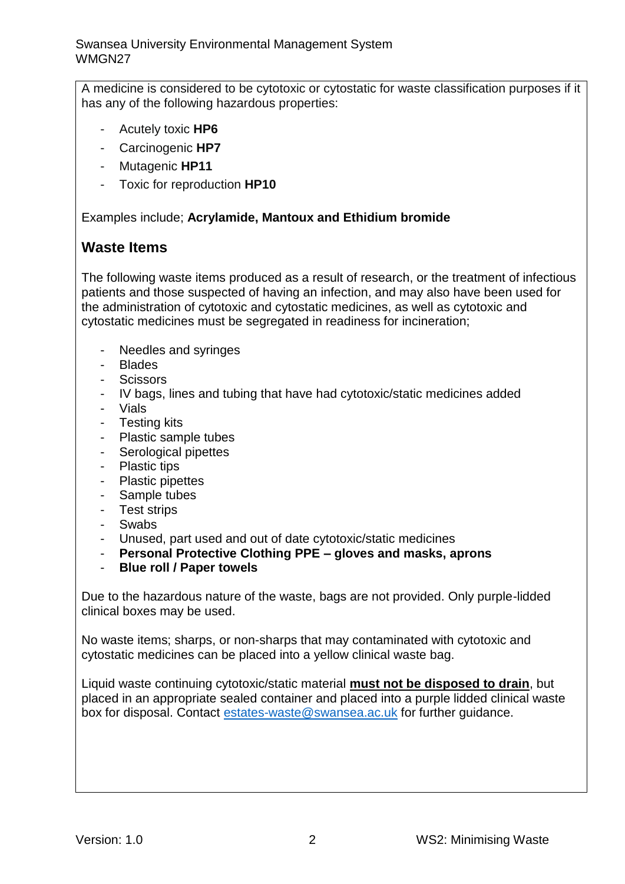A medicine is considered to be cytotoxic or cytostatic for waste classification purposes if it has any of the following hazardous properties:

- Acutely toxic **HP6**
- Carcinogenic **HP7**
- Mutagenic **HP11**
- Toxic for reproduction **HP10**

Examples include; **Acrylamide, Mantoux and Ethidium bromide**

## Waste Items

The following waste items produced as a result of research, or the treatment of infectious patients and those suspected of having an infection, and may also have been used for the administration of cytotoxic and cytostatic medicines, as well as cytotoxic and cytostatic medicines must be segregated in readiness for incineration;

- Needles and syringes
- Blades
- Scissors
- IV bags, lines and tubing that have had cytotoxic/static medicines added
- Vials
- Testing kits
- Plastic sample tubes
- Serological pipettes
- Plastic tips
- Plastic pipettes
- Sample tubes
- Test strips
- Swabs
- Unused, part used and out of date cytotoxic/static medicines
- **Personal Protective Clothing PPE – gloves and masks, aprons**
- **Blue roll / Paper towels**

Due to the hazardous nature of the waste, bags are not provided. Only purple-lidded clinical boxes may be used.

No waste items; sharps, or non-sharps that may contaminated with cytotoxic and cytostatic medicines can be placed into a yellow clinical waste bag.

Liquid waste continuing cytotoxic/static material **must not be disposed to drain**, but placed in an appropriate sealed container and placed into a purple lidded clinical waste box for disposal. Contact estates-waste@swansea.ac.uk for further guidance.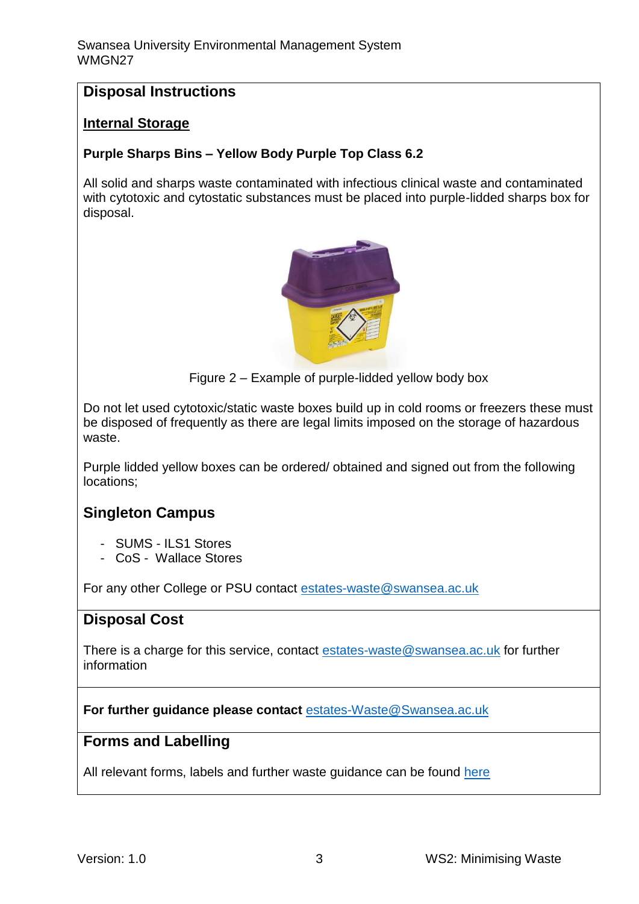## Disposal Instructions

### Internal Storage

**Purple Sharps Bins – Yellow Body Purple Top Class 6.2**

All solid and sharps waste contaminated with infectious clinical waste and contaminated with cytotoxic and cytostatic substances must be placed into purple-lidded sharps box for disposal.

Figure 2 – Example of purple-lidded yellow body box

Do not let used cytotoxic/static waste boxes build up in cold rooms or freezers these must be disposed of frequently as there are legal limits imposed on the storage of hazardous waste.

Purple lidded yellow boxes can be ordered/ obtained and signed out from the following locations;

### Singleton Campus

- SUMS - ILS1 Stores
- CoS - Wallace Stores

For any other College or PSU contact estates-waste@swansea.ac.uk

## Disposal Cost

There is a charge for this service, contact estates-waste@swansea.ac.uk for further information

**For further guidance please contact** estates-Waste@Swansea.ac.uk

## Forms and Labelling

All relevant forms, labels and further waste guidance can be found here